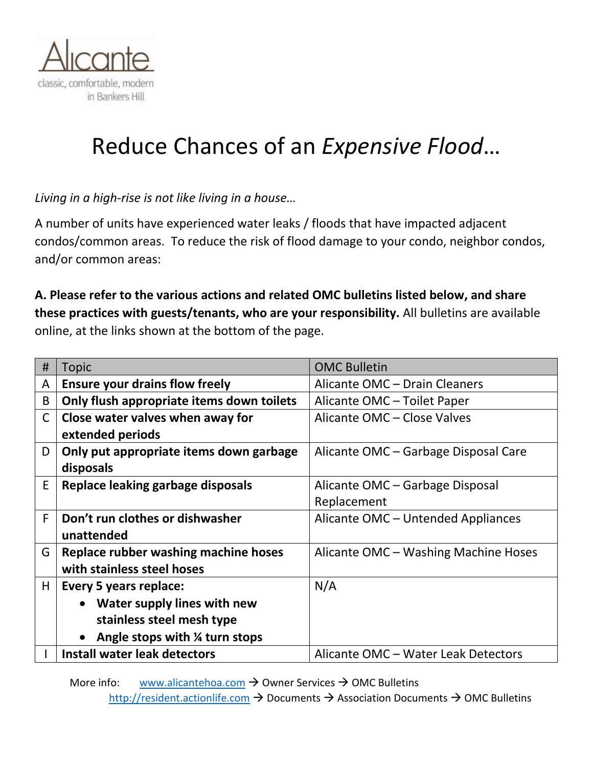Alicante

classic, comfortable, modern
in Bankers Hill

# Reduce Chances of an *Expensive Flood*…

*Living in a high-rise is not like living in a house…*

A number of units have experienced water leaks / floods that have impacted adjacent condos/common areas. To reduce the risk of flood damage to your condo, neighbor condos, and/or common areas:

**A. Please refer to the various actions and related OMC bulletins listed below, and share these practices with guests/tenants, who are your responsibility.** All bulletins are available online, at the links shown at the bottom of the page.

| # | Topic | OMC Bulletin |
|---|---|---|
| A | **Ensure your drains flow freely** | Alicante OMC – Drain Cleaners |
| B | **Only flush appropriate items down toilets** | Alicante OMC – Toilet Paper |
| C | **Close water valves when away for extended periods** | Alicante OMC – Close Valves |
| D | **Only put appropriate items down garbage disposals** | Alicante OMC – Garbage Disposal Care |
| E | **Replace leaking garbage disposals** | Alicante OMC – Garbage Disposal Replacement |
| F | **Don't run clothes or dishwasher unattended** | Alicante OMC – Untended Appliances |
| G | **Replace rubber washing machine hoses with stainless steel hoses** | Alicante OMC – Washing Machine Hoses |
| H | **Every 5 years replace:** <br> • **Water supply lines with new stainless steel mesh type** <br> • **Angle stops with ¼ turn stops** | N/A |
| I | **Install water leak detectors** | Alicante OMC – Water Leak Detectors |

More info: www.alicantehoa.com → Owner Services → OMC Bulletins
http://resident.actionlife.com → Documents → Association Documents → OMC Bulletins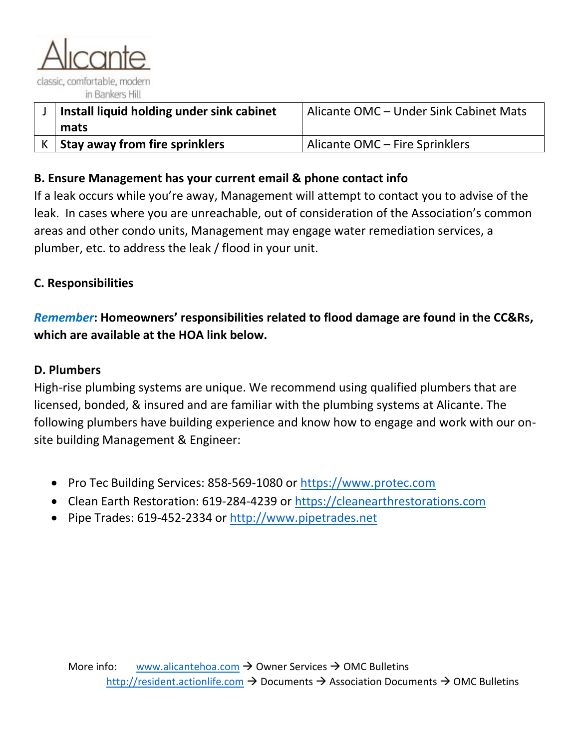| | | |
|---|---|---|
| J | **Install liquid holding under sink cabinet mats** | Alicante OMC – Under Sink Cabinet Mats |
| K | **Stay away from fire sprinklers** | Alicante OMC – Fire Sprinklers |

**B. Ensure Management has your current email & phone contact info**

If a leak occurs while you're away, Management will attempt to contact you to advise of the leak. In cases where you are unreachable, out of consideration of the Association's common areas and other condo units, Management may engage water remediation services, a plumber, etc. to address the leak / flood in your unit.

**C. Responsibilities**

***Remember*: Homeowners' responsibilities related to flood damage are found in the CC&Rs, which are available at the HOA link below.**

**D. Plumbers**

High-rise plumbing systems are unique. We recommend using qualified plumbers that are licensed, bonded, & insured and are familiar with the plumbing systems at Alicante. The following plumbers have building experience and know how to engage and work with our on-site building Management & Engineer:

- Pro Tec Building Services: 858-569-1080 or https://www.protec.com
- Clean Earth Restoration: 619-284-4239 or https://cleanearthrestorations.com
- Pipe Trades: 619-452-2334 or http://www.pipetrades.net

More info: www.alicantehoa.com → Owner Services → OMC Bulletins
http://resident.actionlife.com → Documents → Association Documents → OMC Bulletins